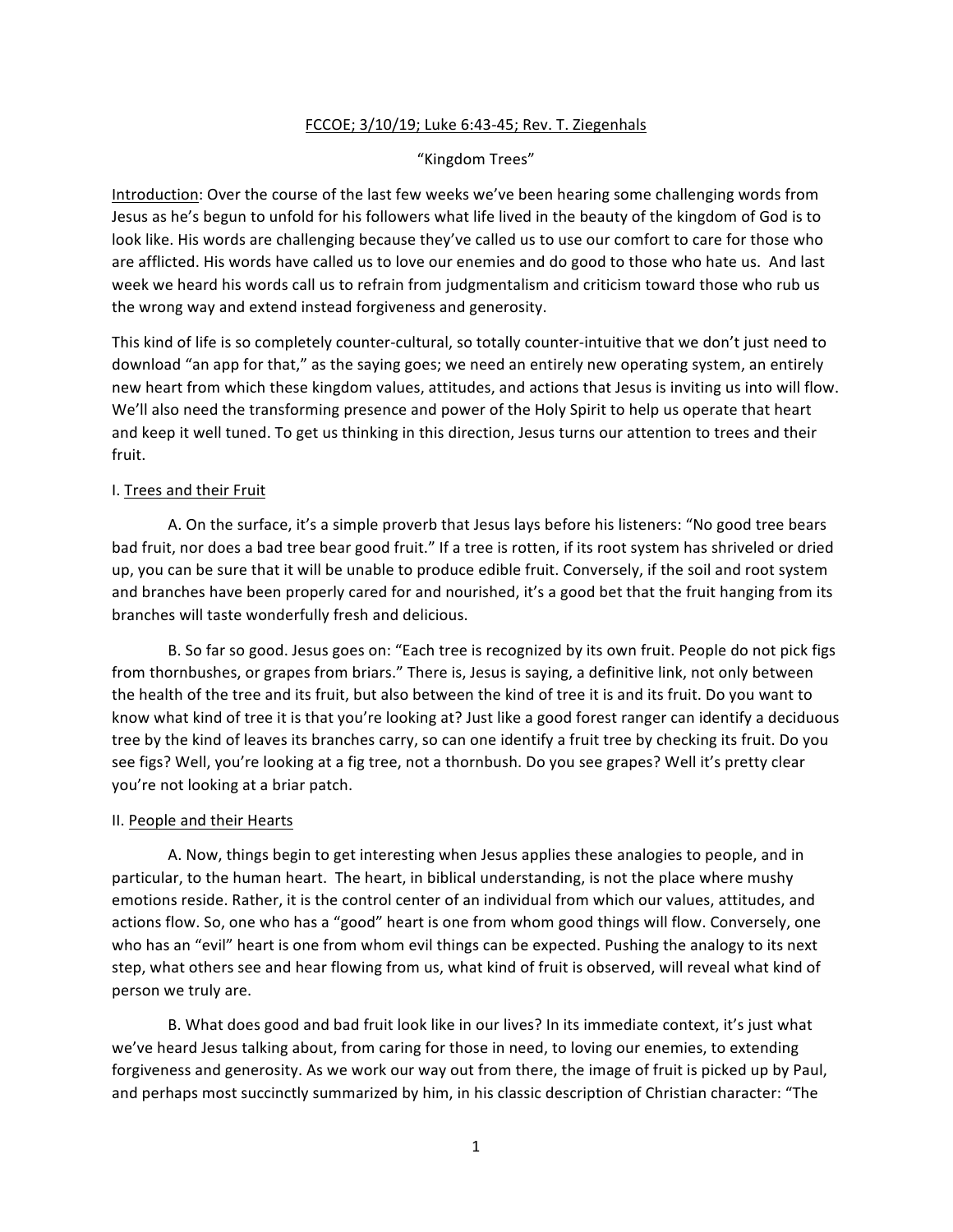<u>FCCOE; 3/10/19; Luke 6:43-45; Rev. T. Ziegenhals</u>

"Kingdom Trees"

<u>Introduction</u>: Over the course of the last few weeks we've been hearing some challenging words from Jesus as he's begun to unfold for his followers what life lived in the beauty of the kingdom of God is to look like. His words are challenging because they've called us to use our comfort to care for those who are afflicted. His words have called us to love our enemies and do good to those who hate us. And last week we heard his words call us to refrain from judgmentalism and criticism toward those who rub us the wrong way and extend instead forgiveness and generosity.

This kind of life is so completely counter-cultural, so totally counter-intuitive that we don't just need to download "an app for that," as the saying goes; we need an entirely new operating system, an entirely new heart from which these kingdom values, attitudes, and actions that Jesus is inviting us into will flow. We'll also need the transforming presence and power of the Holy Spirit to help us operate that heart and keep it well tuned. To get us thinking in this direction, Jesus turns our attention to trees and their fruit.

I. <u>Trees and their Fruit</u>

A. On the surface, it's a simple proverb that Jesus lays before his listeners: "No good tree bears bad fruit, nor does a bad tree bear good fruit." If a tree is rotten, if its root system has shriveled or dried up, you can be sure that it will be unable to produce edible fruit. Conversely, if the soil and root system and branches have been properly cared for and nourished, it's a good bet that the fruit hanging from its branches will taste wonderfully fresh and delicious.

B. So far so good. Jesus goes on: "Each tree is recognized by its own fruit. People do not pick figs from thornbushes, or grapes from briars." There is, Jesus is saying, a definitive link, not only between the health of the tree and its fruit, but also between the kind of tree it is and its fruit. Do you want to know what kind of tree it is that you're looking at? Just like a good forest ranger can identify a deciduous tree by the kind of leaves its branches carry, so can one identify a fruit tree by checking its fruit. Do you see figs? Well, you're looking at a fig tree, not a thornbush. Do you see grapes? Well it's pretty clear you're not looking at a briar patch.

II. <u>People and their Hearts</u>

A. Now, things begin to get interesting when Jesus applies these analogies to people, and in particular, to the human heart. The heart, in biblical understanding, is not the place where mushy emotions reside. Rather, it is the control center of an individual from which our values, attitudes, and actions flow. So, one who has a "good" heart is one from whom good things will flow. Conversely, one who has an "evil" heart is one from whom evil things can be expected. Pushing the analogy to its next step, what others see and hear flowing from us, what kind of fruit is observed, will reveal what kind of person we truly are.

B. What does good and bad fruit look like in our lives? In its immediate context, it's just what we've heard Jesus talking about, from caring for those in need, to loving our enemies, to extending forgiveness and generosity. As we work our way out from there, the image of fruit is picked up by Paul, and perhaps most succinctly summarized by him, in his classic description of Christian character: "The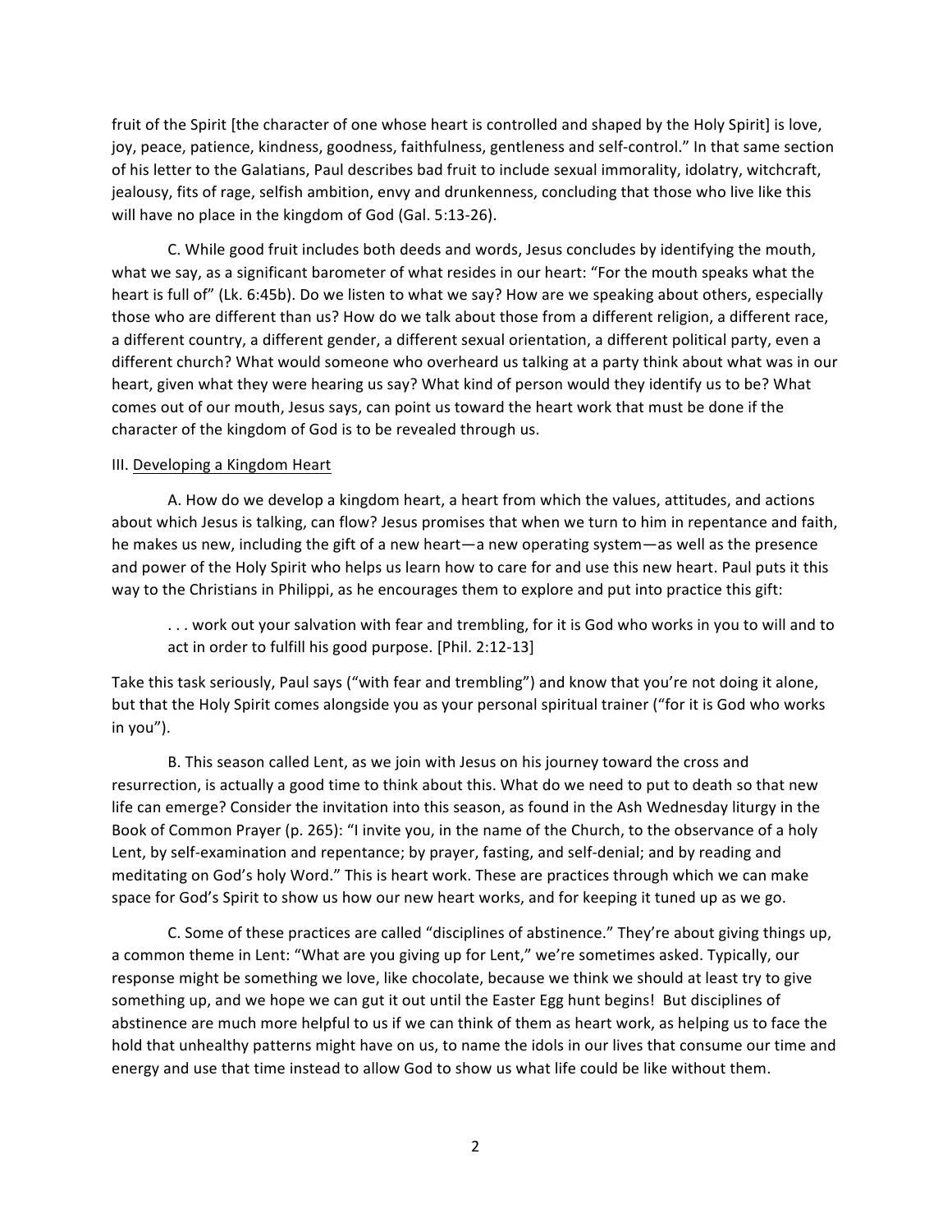fruit of the Spirit [the character of one whose heart is controlled and shaped by the Holy Spirit] is love, joy, peace, patience, kindness, goodness, faithfulness, gentleness and self-control." In that same section of his letter to the Galatians, Paul describes bad fruit to include sexual immorality, idolatry, witchcraft, jealousy, fits of rage, selfish ambition, envy and drunkenness, concluding that those who live like this will have no place in the kingdom of God (Gal. 5:13-26).

C. While good fruit includes both deeds and words, Jesus concludes by identifying the mouth, what we say, as a significant barometer of what resides in our heart: "For the mouth speaks what the heart is full of" (Lk. 6:45b). Do we listen to what we say? How are we speaking about others, especially those who are different than us? How do we talk about those from a different religion, a different race, a different country, a different gender, a different sexual orientation, a different political party, even a different church? What would someone who overheard us talking at a party think about what was in our heart, given what they were hearing us say? What kind of person would they identify us to be? What comes out of our mouth, Jesus says, can point us toward the heart work that must be done if the character of the kingdom of God is to be revealed through us.

III. <u>Developing a Kingdom Heart</u>

A. How do we develop a kingdom heart, a heart from which the values, attitudes, and actions about which Jesus is talking, can flow? Jesus promises that when we turn to him in repentance and faith, he makes us new, including the gift of a new heart—a new operating system—as well as the presence and power of the Holy Spirit who helps us learn how to care for and use this new heart. Paul puts it this way to the Christians in Philippi, as he encourages them to explore and put into practice this gift:

> . . . work out your salvation with fear and trembling, for it is God who works in you to will and to act in order to fulfill his good purpose. [Phil. 2:12-13]

Take this task seriously, Paul says ("with fear and trembling") and know that you're not doing it alone, but that the Holy Spirit comes alongside you as your personal spiritual trainer ("for it is God who works in you").

B. This season called Lent, as we join with Jesus on his journey toward the cross and resurrection, is actually a good time to think about this. What do we need to put to death so that new life can emerge? Consider the invitation into this season, as found in the Ash Wednesday liturgy in the Book of Common Prayer (p. 265): "I invite you, in the name of the Church, to the observance of a holy Lent, by self-examination and repentance; by prayer, fasting, and self-denial; and by reading and meditating on God's holy Word." This is heart work. These are practices through which we can make space for God's Spirit to show us how our new heart works, and for keeping it tuned up as we go.

C. Some of these practices are called "disciplines of abstinence." They're about giving things up, a common theme in Lent: "What are you giving up for Lent," we're sometimes asked. Typically, our response might be something we love, like chocolate, because we think we should at least try to give something up, and we hope we can gut it out until the Easter Egg hunt begins! But disciplines of abstinence are much more helpful to us if we can think of them as heart work, as helping us to face the hold that unhealthy patterns might have on us, to name the idols in our lives that consume our time and energy and use that time instead to allow God to show us what life could be like without them.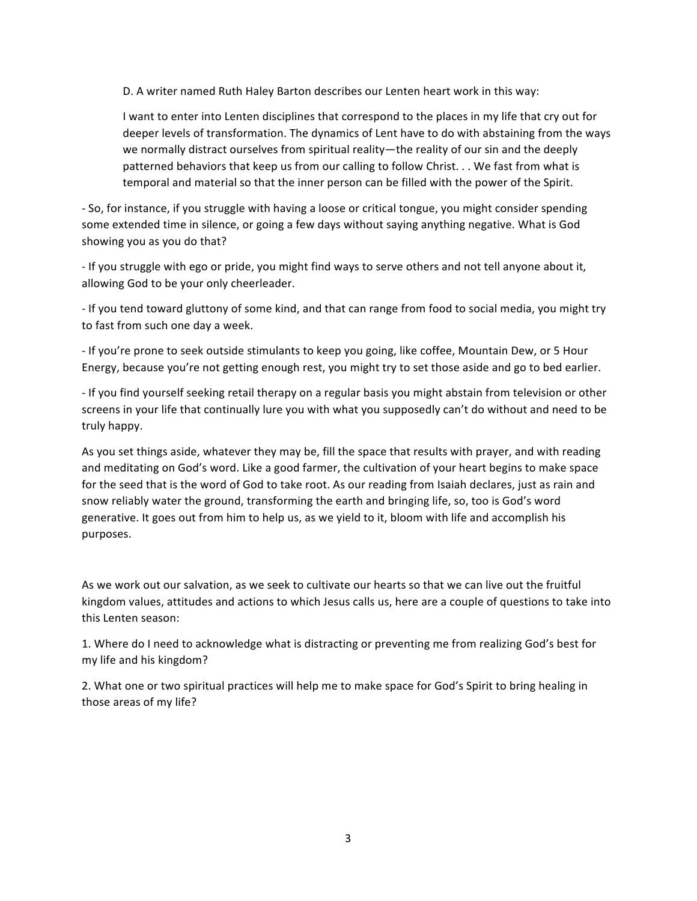D. A writer named Ruth Haley Barton describes our Lenten heart work in this way:

> I want to enter into Lenten disciplines that correspond to the places in my life that cry out for deeper levels of transformation. The dynamics of Lent have to do with abstaining from the ways we normally distract ourselves from spiritual reality—the reality of our sin and the deeply patterned behaviors that keep us from our calling to follow Christ. . . We fast from what is temporal and material so that the inner person can be filled with the power of the Spirit.

- So, for instance, if you struggle with having a loose or critical tongue, you might consider spending some extended time in silence, or going a few days without saying anything negative. What is God showing you as you do that?

- If you struggle with ego or pride, you might find ways to serve others and not tell anyone about it, allowing God to be your only cheerleader.

- If you tend toward gluttony of some kind, and that can range from food to social media, you might try to fast from such one day a week.

- If you're prone to seek outside stimulants to keep you going, like coffee, Mountain Dew, or 5 Hour Energy, because you're not getting enough rest, you might try to set those aside and go to bed earlier.

- If you find yourself seeking retail therapy on a regular basis you might abstain from television or other screens in your life that continually lure you with what you supposedly can't do without and need to be truly happy.

As you set things aside, whatever they may be, fill the space that results with prayer, and with reading and meditating on God's word. Like a good farmer, the cultivation of your heart begins to make space for the seed that is the word of God to take root. As our reading from Isaiah declares, just as rain and snow reliably water the ground, transforming the earth and bringing life, so, too is God's word generative. It goes out from him to help us, as we yield to it, bloom with life and accomplish his purposes.

As we work out our salvation, as we seek to cultivate our hearts so that we can live out the fruitful kingdom values, attitudes and actions to which Jesus calls us, here are a couple of questions to take into this Lenten season:

1. Where do I need to acknowledge what is distracting or preventing me from realizing God's best for my life and his kingdom?

2. What one or two spiritual practices will help me to make space for God's Spirit to bring healing in those areas of my life?